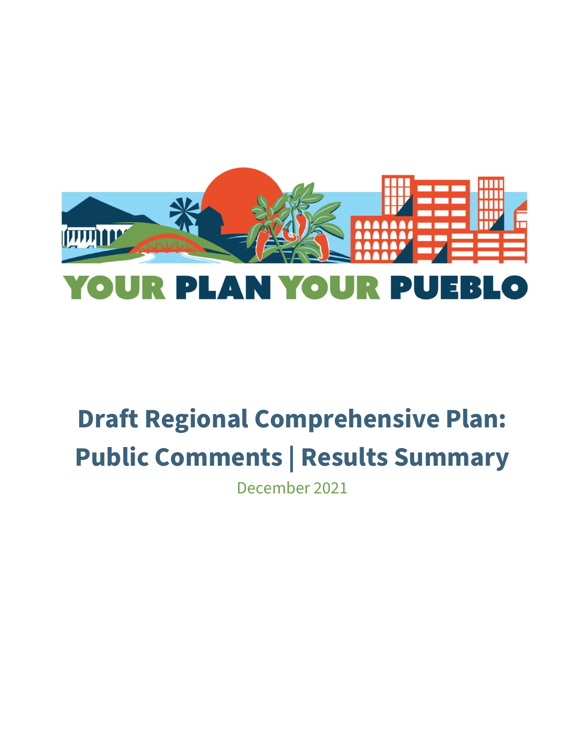YOUR PLAN YOUR PUEBLO

# Draft Regional Comprehensive Plan: Public Comments | Results Summary

December 2021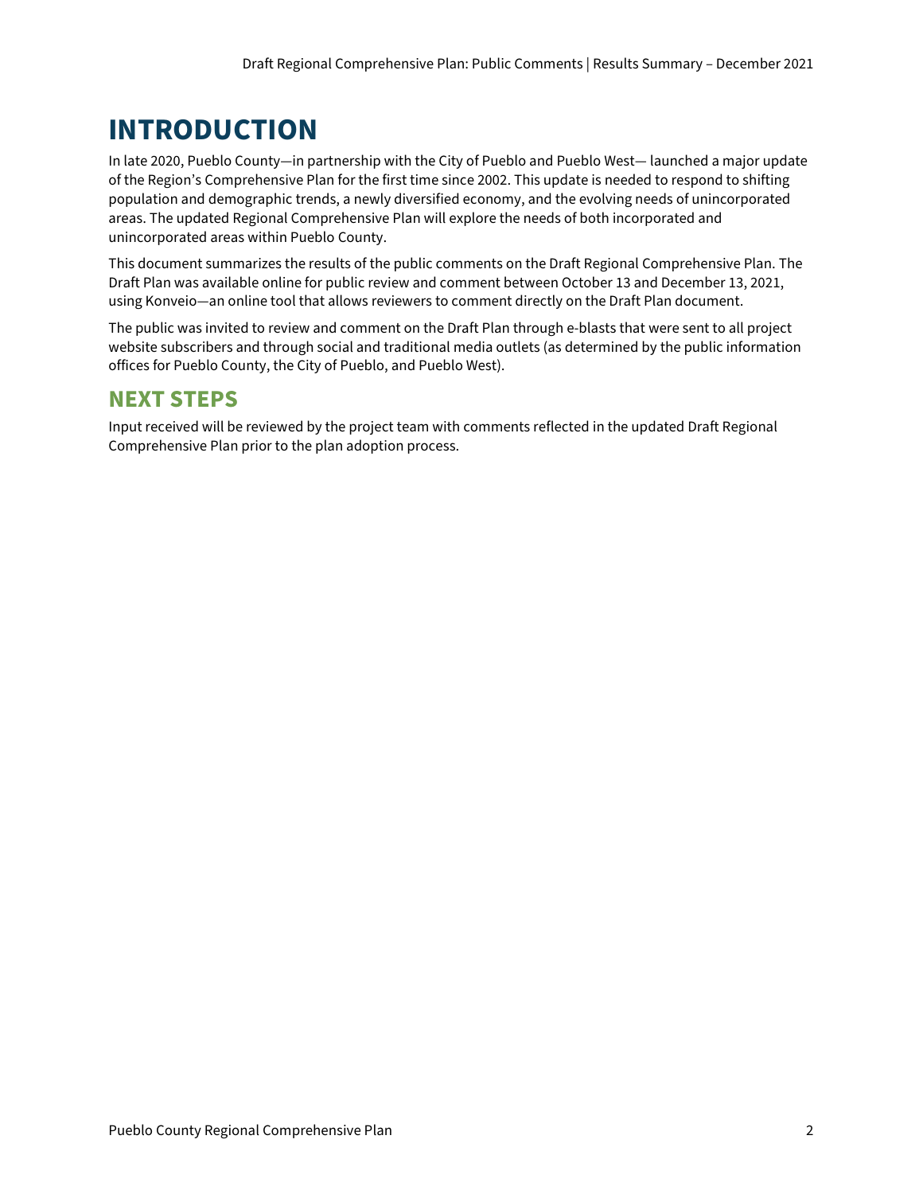# INTRODUCTION

In late 2020, Pueblo County—in partnership with the City of Pueblo and Pueblo West— launched a major update of the Region's Comprehensive Plan for the first time since 2002. This update is needed to respond to shifting population and demographic trends, a newly diversified economy, and the evolving needs of unincorporated areas. The updated Regional Comprehensive Plan will explore the needs of both incorporated and unincorporated areas within Pueblo County.

This document summarizes the results of the public comments on the Draft Regional Comprehensive Plan. The Draft Plan was available online for public review and comment between October 13 and December 13, 2021, using Konveio—an online tool that allows reviewers to comment directly on the Draft Plan document.

The public was invited to review and comment on the Draft Plan through e-blasts that were sent to all project website subscribers and through social and traditional media outlets (as determined by the public information offices for Pueblo County, the City of Pueblo, and Pueblo West).

## NEXT STEPS

Input received will be reviewed by the project team with comments reflected in the updated Draft Regional Comprehensive Plan prior to the plan adoption process.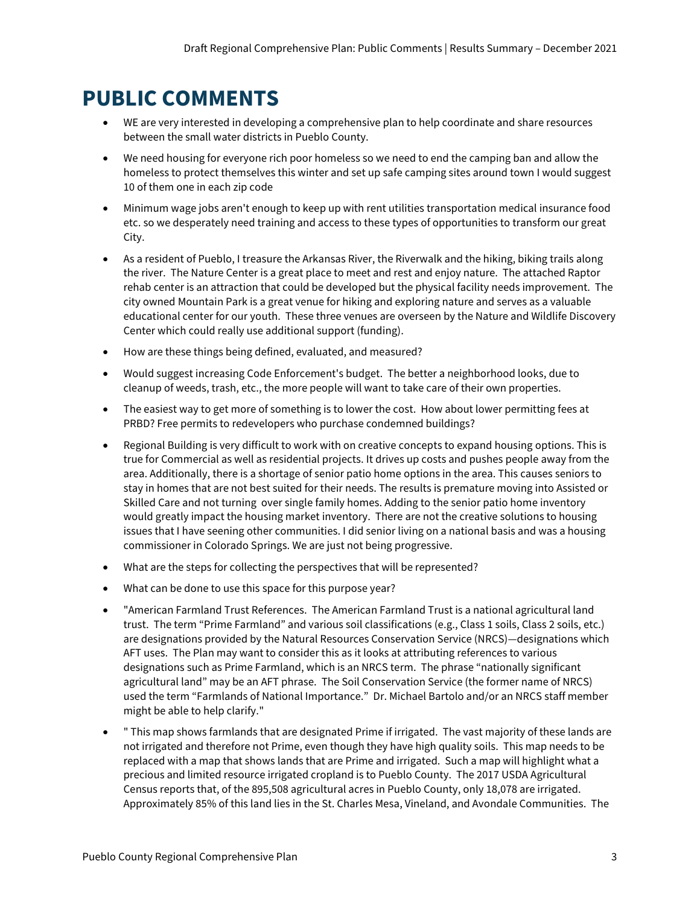# PUBLIC COMMENTS

- WE are very interested in developing a comprehensive plan to help coordinate and share resources between the small water districts in Pueblo County.
- We need housing for everyone rich poor homeless so we need to end the camping ban and allow the homeless to protect themselves this winter and set up safe camping sites around town I would suggest 10 of them one in each zip code
- Minimum wage jobs aren't enough to keep up with rent utilities transportation medical insurance food etc. so we desperately need training and access to these types of opportunities to transform our great City.
- As a resident of Pueblo, I treasure the Arkansas River, the Riverwalk and the hiking, biking trails along the river. The Nature Center is a great place to meet and rest and enjoy nature. The attached Raptor rehab center is an attraction that could be developed but the physical facility needs improvement. The city owned Mountain Park is a great venue for hiking and exploring nature and serves as a valuable educational center for our youth. These three venues are overseen by the Nature and Wildlife Discovery Center which could really use additional support (funding).
- How are these things being defined, evaluated, and measured?
- Would suggest increasing Code Enforcement's budget. The better a neighborhood looks, due to cleanup of weeds, trash, etc., the more people will want to take care of their own properties.
- The easiest way to get more of something is to lower the cost. How about lower permitting fees at PRBD? Free permits to redevelopers who purchase condemned buildings?
- Regional Building is very difficult to work with on creative concepts to expand housing options. This is true for Commercial as well as residential projects. It drives up costs and pushes people away from the area. Additionally, there is a shortage of senior patio home options in the area. This causes seniors to stay in homes that are not best suited for their needs. The results is premature moving into Assisted or Skilled Care and not turning over single family homes. Adding to the senior patio home inventory would greatly impact the housing market inventory. There are not the creative solutions to housing issues that I have seening other communities. I did senior living on a national basis and was a housing commissioner in Colorado Springs. We are just not being progressive.
- What are the steps for collecting the perspectives that will be represented?
- What can be done to use this space for this purpose year?
- "American Farmland Trust References. The American Farmland Trust is a national agricultural land trust. The term "Prime Farmland" and various soil classifications (e.g., Class 1 soils, Class 2 soils, etc.) are designations provided by the Natural Resources Conservation Service (NRCS)—designations which AFT uses. The Plan may want to consider this as it looks at attributing references to various designations such as Prime Farmland, which is an NRCS term. The phrase "nationally significant agricultural land" may be an AFT phrase. The Soil Conservation Service (the former name of NRCS) used the term "Farmlands of National Importance." Dr. Michael Bartolo and/or an NRCS staff member might be able to help clarify."
- " This map shows farmlands that are designated Prime if irrigated. The vast majority of these lands are not irrigated and therefore not Prime, even though they have high quality soils. This map needs to be replaced with a map that shows lands that are Prime and irrigated. Such a map will highlight what a precious and limited resource irrigated cropland is to Pueblo County. The 2017 USDA Agricultural Census reports that, of the 895,508 agricultural acres in Pueblo County, only 18,078 are irrigated. Approximately 85% of this land lies in the St. Charles Mesa, Vineland, and Avondale Communities. The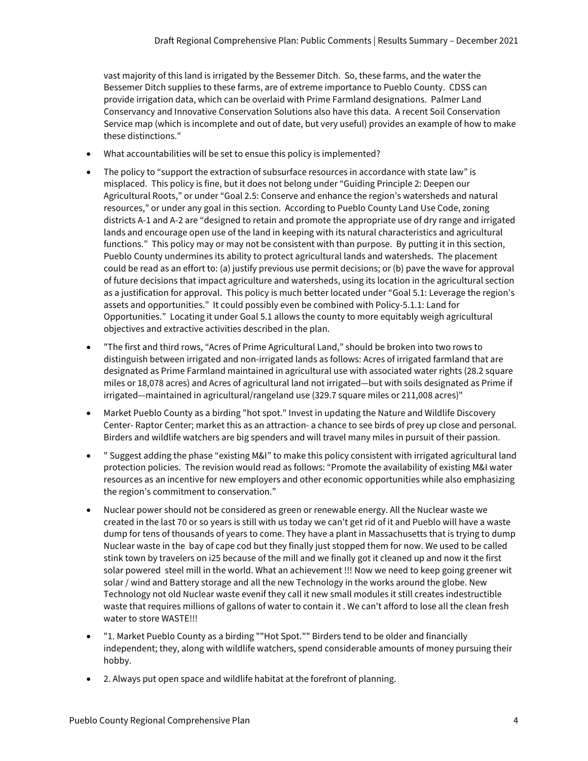vast majority of this land is irrigated by the Bessemer Ditch. So, these farms, and the water the Bessemer Ditch supplies to these farms, are of extreme importance to Pueblo County. CDSS can provide irrigation data, which can be overlaid with Prime Farmland designations. Palmer Land Conservancy and Innovative Conservation Solutions also have this data. A recent Soil Conservation Service map (which is incomplete and out of date, but very useful) provides an example of how to make these distinctions."

- What accountabilities will be set to ensue this policy is implemented?
- The policy to "support the extraction of subsurface resources in accordance with state law" is misplaced. This policy is fine, but it does not belong under "Guiding Principle 2: Deepen our Agricultural Roots," or under "Goal 2.5: Conserve and enhance the region's watersheds and natural resources," or under any goal in this section. According to Pueblo County Land Use Code, zoning districts A-1 and A-2 are "designed to retain and promote the appropriate use of dry range and irrigated lands and encourage open use of the land in keeping with its natural characteristics and agricultural functions." This policy may or may not be consistent with than purpose. By putting it in this section, Pueblo County undermines its ability to protect agricultural lands and watersheds. The placement could be read as an effort to: (a) justify previous use permit decisions; or (b) pave the wave for approval of future decisions that impact agriculture and watersheds, using its location in the agricultural section as a justification for approval. This policy is much better located under "Goal 5.1: Leverage the region's assets and opportunities." It could possibly even be combined with Policy-5.1.1: Land for Opportunities." Locating it under Goal 5.1 allows the county to more equitably weigh agricultural objectives and extractive activities described in the plan.
- "The first and third rows, "Acres of Prime Agricultural Land," should be broken into two rows to distinguish between irrigated and non-irrigated lands as follows: Acres of irrigated farmland that are designated as Prime Farmland maintained in agricultural use with associated water rights (28.2 square miles or 18,078 acres) and Acres of agricultural land not irrigated—but with soils designated as Prime if irrigated—maintained in agricultural/rangeland use (329.7 square miles or 211,008 acres)"
- Market Pueblo County as a birding "hot spot." Invest in updating the Nature and Wildlife Discovery Center- Raptor Center; market this as an attraction- a chance to see birds of prey up close and personal. Birders and wildlife watchers are big spenders and will travel many miles in pursuit of their passion.
- " Suggest adding the phase "existing M&I" to make this policy consistent with irrigated agricultural land protection policies. The revision would read as follows: "Promote the availability of existing M&I water resources as an incentive for new employers and other economic opportunities while also emphasizing the region's commitment to conservation."
- Nuclear power should not be considered as green or renewable energy. All the Nuclear waste we created in the last 70 or so years is still with us today we can't get rid of it and Pueblo will have a waste dump for tens of thousands of years to come. They have a plant in Massachusetts that is trying to dump Nuclear waste in the bay of cape cod but they finally just stopped them for now. We used to be called stink town by travelers on i25 because of the mill and we finally got it cleaned up and now it the first solar powered steel mill in the world. What an achievement !!! Now we need to keep going greener wit solar / wind and Battery storage and all the new Technology in the works around the globe. New Technology not old Nuclear waste evenif they call it new small modules it still creates indestructible waste that requires millions of gallons of water to contain it . We can't afford to lose all the clean fresh water to store WASTE!!!
- "1. Market Pueblo County as a birding ""Hot Spot."" Birders tend to be older and financially independent; they, along with wildlife watchers, spend considerable amounts of money pursuing their hobby.
- 2. Always put open space and wildlife habitat at the forefront of planning.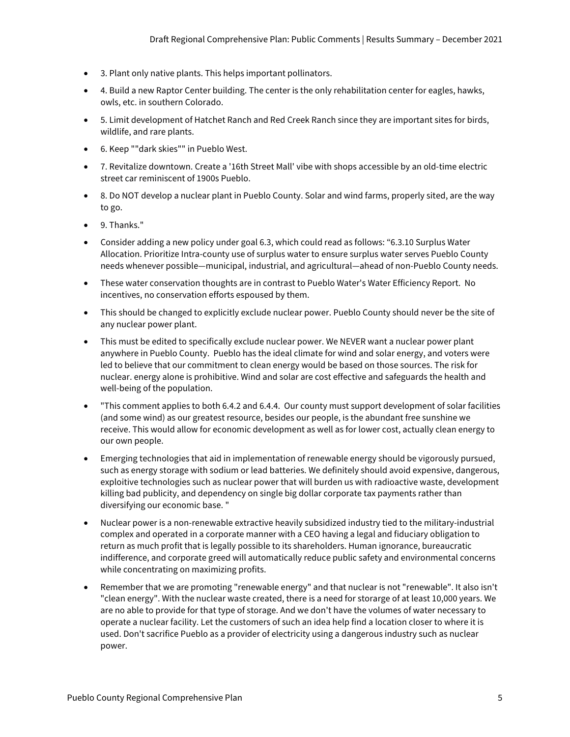- 3. Plant only native plants. This helps important pollinators.
- 4. Build a new Raptor Center building. The center is the only rehabilitation center for eagles, hawks, owls, etc. in southern Colorado.
- 5. Limit development of Hatchet Ranch and Red Creek Ranch since they are important sites for birds, wildlife, and rare plants.
- 6. Keep ""dark skies"" in Pueblo West.
- 7. Revitalize downtown. Create a '16th Street Mall' vibe with shops accessible by an old-time electric street car reminiscent of 1900s Pueblo.
- 8. Do NOT develop a nuclear plant in Pueblo County. Solar and wind farms, properly sited, are the way to go.
- 9. Thanks."
- Consider adding a new policy under goal 6.3, which could read as follows: "6.3.10 Surplus Water Allocation. Prioritize Intra-county use of surplus water to ensure surplus water serves Pueblo County needs whenever possible—municipal, industrial, and agricultural—ahead of non-Pueblo County needs.
- These water conservation thoughts are in contrast to Pueblo Water's Water Efficiency Report. No incentives, no conservation efforts espoused by them.
- This should be changed to explicitly exclude nuclear power. Pueblo County should never be the site of any nuclear power plant.
- This must be edited to specifically exclude nuclear power. We NEVER want a nuclear power plant anywhere in Pueblo County. Pueblo has the ideal climate for wind and solar energy, and voters were led to believe that our commitment to clean energy would be based on those sources. The risk for nuclear. energy alone is prohibitive. Wind and solar are cost effective and safeguards the health and well-being of the population.
- "This comment applies to both 6.4.2 and 6.4.4. Our county must support development of solar facilities (and some wind) as our greatest resource, besides our people, is the abundant free sunshine we receive. This would allow for economic development as well as for lower cost, actually clean energy to our own people.
- Emerging technologies that aid in implementation of renewable energy should be vigorously pursued, such as energy storage with sodium or lead batteries. We definitely should avoid expensive, dangerous, exploitive technologies such as nuclear power that will burden us with radioactive waste, development killing bad publicity, and dependency on single big dollar corporate tax payments rather than diversifying our economic base. "
- Nuclear power is a non-renewable extractive heavily subsidized industry tied to the military-industrial complex and operated in a corporate manner with a CEO having a legal and fiduciary obligation to return as much profit that is legally possible to its shareholders. Human ignorance, bureaucratic indifference, and corporate greed will automatically reduce public safety and environmental concerns while concentrating on maximizing profits.
- Remember that we are promoting "renewable energy" and that nuclear is not "renewable". It also isn't "clean energy". With the nuclear waste created, there is a need for storarge of at least 10,000 years. We are no able to provide for that type of storage. And we don't have the volumes of water necessary to operate a nuclear facility. Let the customers of such an idea help find a location closer to where it is used. Don't sacrifice Pueblo as a provider of electricity using a dangerous industry such as nuclear power.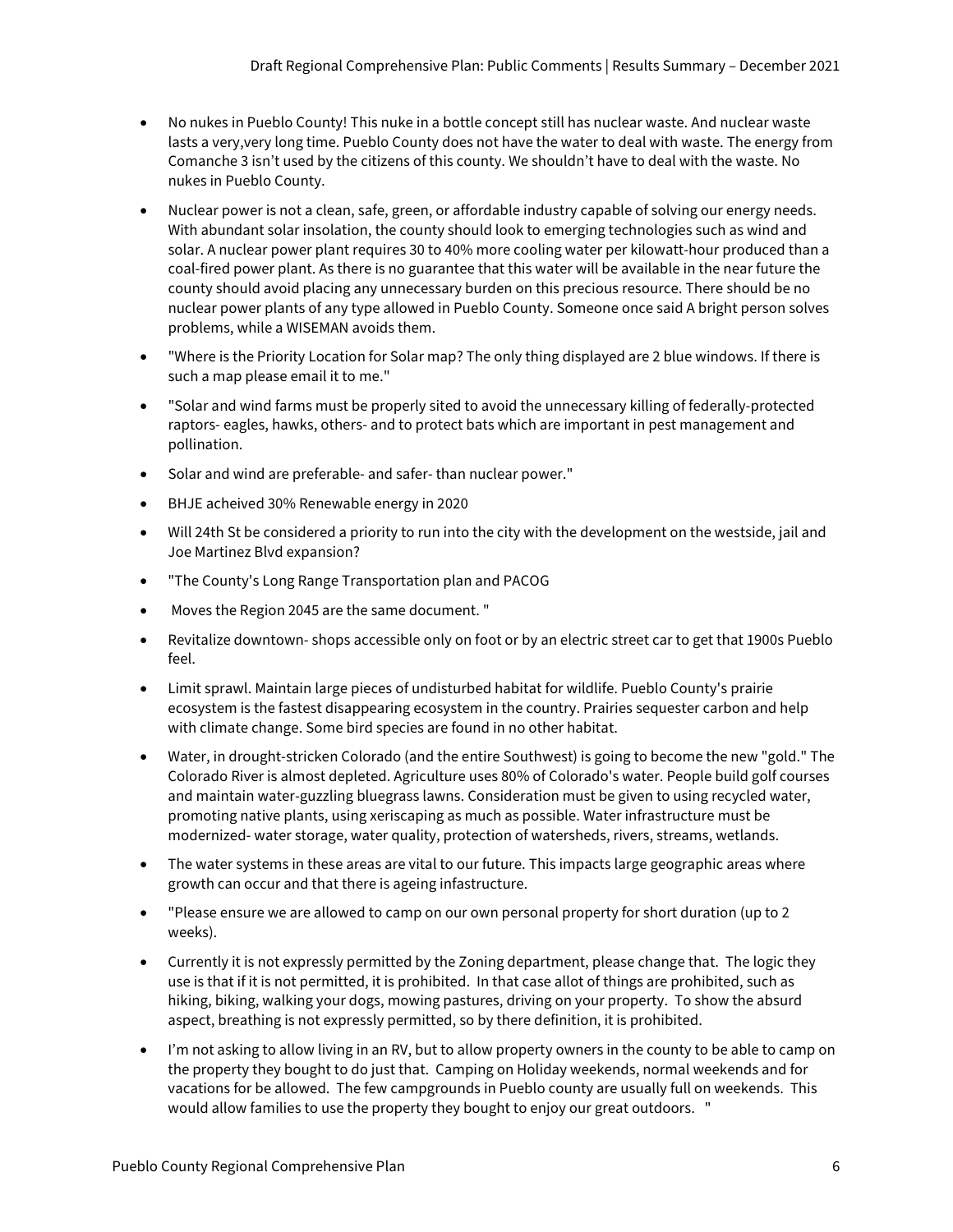- No nukes in Pueblo County! This nuke in a bottle concept still has nuclear waste. And nuclear waste lasts a very,very long time. Pueblo County does not have the water to deal with waste. The energy from Comanche 3 isn't used by the citizens of this county. We shouldn't have to deal with the waste. No nukes in Pueblo County.
- Nuclear power is not a clean, safe, green, or affordable industry capable of solving our energy needs. With abundant solar insolation, the county should look to emerging technologies such as wind and solar. A nuclear power plant requires 30 to 40% more cooling water per kilowatt-hour produced than a coal-fired power plant. As there is no guarantee that this water will be available in the near future the county should avoid placing any unnecessary burden on this precious resource. There should be no nuclear power plants of any type allowed in Pueblo County. Someone once said A bright person solves problems, while a WISEMAN avoids them.
- "Where is the Priority Location for Solar map? The only thing displayed are 2 blue windows. If there is such a map please email it to me."
- "Solar and wind farms must be properly sited to avoid the unnecessary killing of federally-protected raptors- eagles, hawks, others- and to protect bats which are important in pest management and pollination.
- Solar and wind are preferable- and safer- than nuclear power."
- BHJE acheived 30% Renewable energy in 2020
- Will 24th St be considered a priority to run into the city with the development on the westside, jail and Joe Martinez Blvd expansion?
- "The County's Long Range Transportation plan and PACOG
- Moves the Region 2045 are the same document. "
- Revitalize downtown- shops accessible only on foot or by an electric street car to get that 1900s Pueblo feel.
- Limit sprawl. Maintain large pieces of undisturbed habitat for wildlife. Pueblo County's prairie ecosystem is the fastest disappearing ecosystem in the country. Prairies sequester carbon and help with climate change. Some bird species are found in no other habitat.
- Water, in drought-stricken Colorado (and the entire Southwest) is going to become the new "gold." The Colorado River is almost depleted. Agriculture uses 80% of Colorado's water. People build golf courses and maintain water-guzzling bluegrass lawns. Consideration must be given to using recycled water, promoting native plants, using xeriscaping as much as possible. Water infrastructure must be modernized- water storage, water quality, protection of watersheds, rivers, streams, wetlands.
- The water systems in these areas are vital to our future. This impacts large geographic areas where growth can occur and that there is ageing infastructure.
- "Please ensure we are allowed to camp on our own personal property for short duration (up to 2 weeks).
- Currently it is not expressly permitted by the Zoning department, please change that. The logic they use is that if it is not permitted, it is prohibited. In that case allot of things are prohibited, such as hiking, biking, walking your dogs, mowing pastures, driving on your property. To show the absurd aspect, breathing is not expressly permitted, so by there definition, it is prohibited.
- I'm not asking to allow living in an RV, but to allow property owners in the county to be able to camp on the property they bought to do just that. Camping on Holiday weekends, normal weekends and for vacations for be allowed. The few campgrounds in Pueblo county are usually full on weekends. This would allow families to use the property they bought to enjoy our great outdoors. "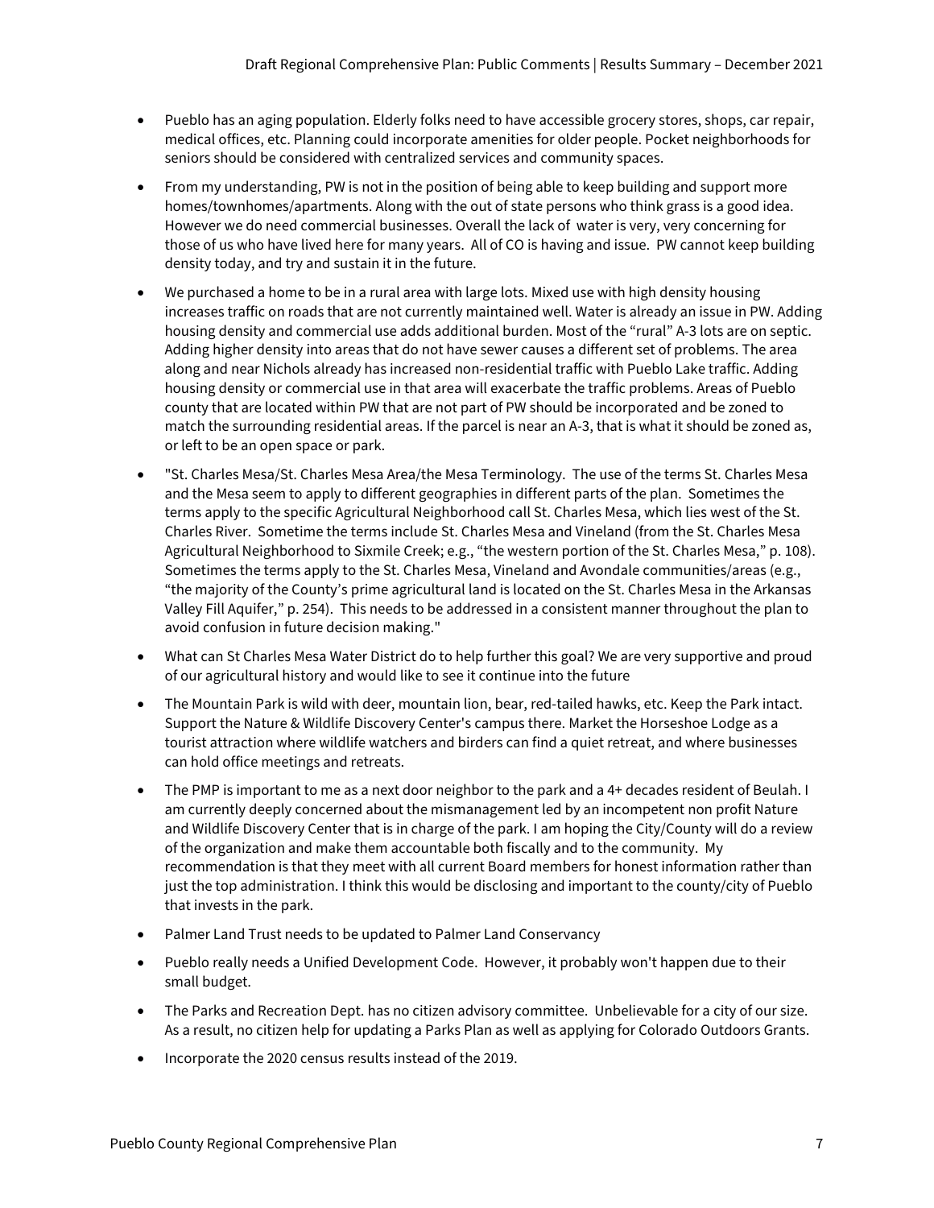- Pueblo has an aging population. Elderly folks need to have accessible grocery stores, shops, car repair, medical offices, etc. Planning could incorporate amenities for older people. Pocket neighborhoods for seniors should be considered with centralized services and community spaces.
- From my understanding, PW is not in the position of being able to keep building and support more homes/townhomes/apartments. Along with the out of state persons who think grass is a good idea. However we do need commercial businesses. Overall the lack of water is very, very concerning for those of us who have lived here for many years. All of CO is having and issue. PW cannot keep building density today, and try and sustain it in the future.
- We purchased a home to be in a rural area with large lots. Mixed use with high density housing increases traffic on roads that are not currently maintained well. Water is already an issue in PW. Adding housing density and commercial use adds additional burden. Most of the "rural" A-3 lots are on septic. Adding higher density into areas that do not have sewer causes a different set of problems. The area along and near Nichols already has increased non-residential traffic with Pueblo Lake traffic. Adding housing density or commercial use in that area will exacerbate the traffic problems. Areas of Pueblo county that are located within PW that are not part of PW should be incorporated and be zoned to match the surrounding residential areas. If the parcel is near an A-3, that is what it should be zoned as, or left to be an open space or park.
- "St. Charles Mesa/St. Charles Mesa Area/the Mesa Terminology. The use of the terms St. Charles Mesa and the Mesa seem to apply to different geographies in different parts of the plan. Sometimes the terms apply to the specific Agricultural Neighborhood call St. Charles Mesa, which lies west of the St. Charles River. Sometime the terms include St. Charles Mesa and Vineland (from the St. Charles Mesa Agricultural Neighborhood to Sixmile Creek; e.g., "the western portion of the St. Charles Mesa," p. 108). Sometimes the terms apply to the St. Charles Mesa, Vineland and Avondale communities/areas (e.g., "the majority of the County's prime agricultural land is located on the St. Charles Mesa in the Arkansas Valley Fill Aquifer," p. 254). This needs to be addressed in a consistent manner throughout the plan to avoid confusion in future decision making."
- What can St Charles Mesa Water District do to help further this goal? We are very supportive and proud of our agricultural history and would like to see it continue into the future
- The Mountain Park is wild with deer, mountain lion, bear, red-tailed hawks, etc. Keep the Park intact. Support the Nature & Wildlife Discovery Center's campus there. Market the Horseshoe Lodge as a tourist attraction where wildlife watchers and birders can find a quiet retreat, and where businesses can hold office meetings and retreats.
- The PMP is important to me as a next door neighbor to the park and a 4+ decades resident of Beulah. I am currently deeply concerned about the mismanagement led by an incompetent non profit Nature and Wildlife Discovery Center that is in charge of the park. I am hoping the City/County will do a review of the organization and make them accountable both fiscally and to the community. My recommendation is that they meet with all current Board members for honest information rather than just the top administration. I think this would be disclosing and important to the county/city of Pueblo that invests in the park.
- Palmer Land Trust needs to be updated to Palmer Land Conservancy
- Pueblo really needs a Unified Development Code. However, it probably won't happen due to their small budget.
- The Parks and Recreation Dept. has no citizen advisory committee. Unbelievable for a city of our size. As a result, no citizen help for updating a Parks Plan as well as applying for Colorado Outdoors Grants.
- Incorporate the 2020 census results instead of the 2019.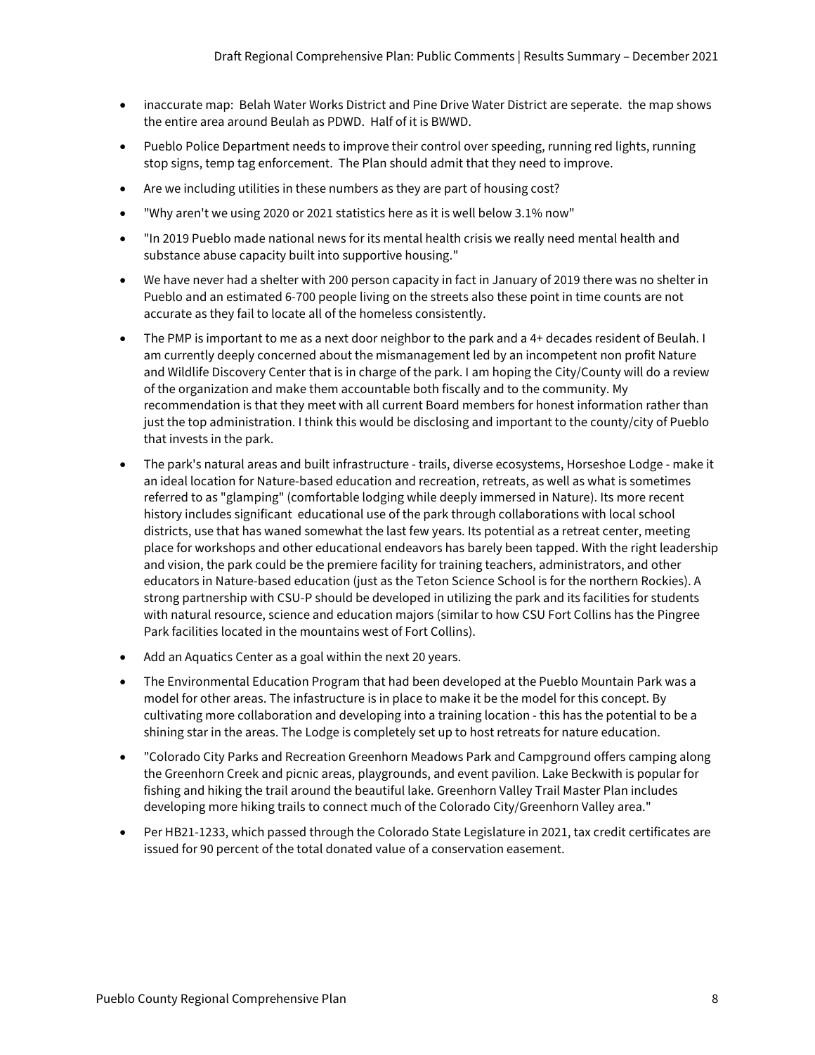- inaccurate map:  Belah Water Works District and Pine Drive Water District are seperate.  the map shows the entire area around Beulah as PDWD.  Half of it is BWWD.
- Pueblo Police Department needs to improve their control over speeding, running red lights, running stop signs, temp tag enforcement.  The Plan should admit that they need to improve.
- Are we including utilities in these numbers as they are part of housing cost?
- "Why aren't we using 2020 or 2021 statistics here as it is well below 3.1% now"
- "In 2019 Pueblo made national news for its mental health crisis we really need mental health and substance abuse capacity built into supportive housing."
- We have never had a shelter with 200 person capacity in fact in January of 2019 there was no shelter in Pueblo and an estimated 6-700 people living on the streets also these point in time counts are not accurate as they fail to locate all of the homeless consistently.
- The PMP is important to me as a next door neighbor to the park and a 4+ decades resident of Beulah. I am currently deeply concerned about the mismanagement led by an incompetent non profit Nature and Wildlife Discovery Center that is in charge of the park. I am hoping the City/County will do a review of the organization and make them accountable both fiscally and to the community. My recommendation is that they meet with all current Board members for honest information rather than just the top administration. I think this would be disclosing and important to the county/city of Pueblo that invests in the park.
- The park's natural areas and built infrastructure - trails, diverse ecosystems, Horseshoe Lodge - make it an ideal location for Nature-based education and recreation, retreats, as well as what is sometimes referred to as "glamping" (comfortable lodging while deeply immersed in Nature). Its more recent history includes significant  educational use of the park through collaborations with local school districts, use that has waned somewhat the last few years. Its potential as a retreat center, meeting place for workshops and other educational endeavors has barely been tapped. With the right leadership and vision, the park could be the premiere facility for training teachers, administrators, and other educators in Nature-based education (just as the Teton Science School is for the northern Rockies). A strong partnership with CSU-P should be developed in utilizing the park and its facilities for students with natural resource, science and education majors (similar to how CSU Fort Collins has the Pingree Park facilities located in the mountains west of Fort Collins).
- Add an Aquatics Center as a goal within the next 20 years.
- The Environmental Education Program that had been developed at the Pueblo Mountain Park was a model for other areas. The infastructure is in place to make it be the model for this concept. By cultivating more collaboration and developing into a training location - this has the potential to be a shining star in the areas. The Lodge is completely set up to host retreats for nature education.
- "Colorado City Parks and Recreation Greenhorn Meadows Park and Campground offers camping along the Greenhorn Creek and picnic areas, playgrounds, and event pavilion. Lake Beckwith is popular for fishing and hiking the trail around the beautiful lake. Greenhorn Valley Trail Master Plan includes developing more hiking trails to connect much of the Colorado City/Greenhorn Valley area."
- Per HB21-1233, which passed through the Colorado State Legislature in 2021, tax credit certificates are issued for 90 percent of the total donated value of a conservation easement.